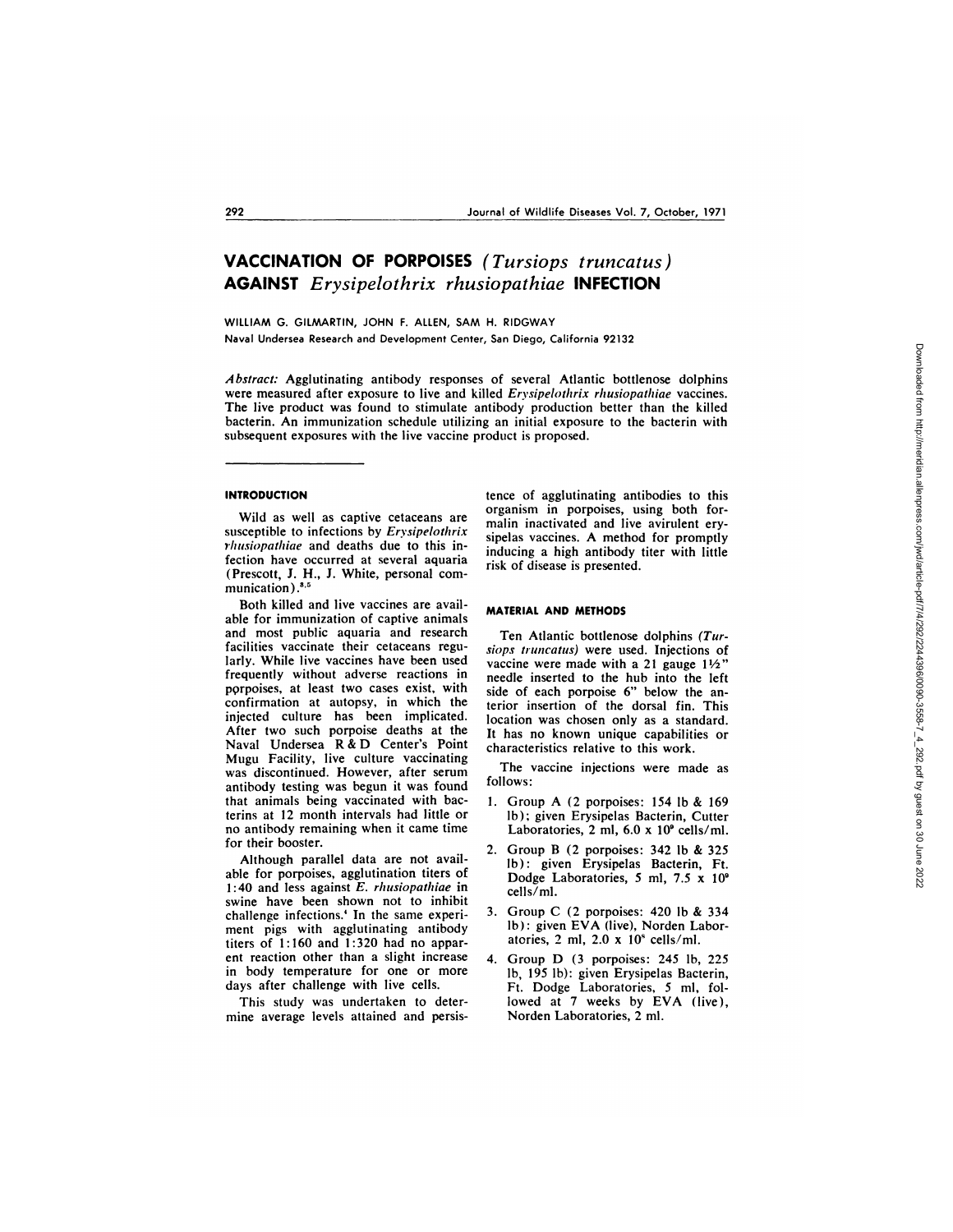# VACCINATION OF PORPOISES (*Tursiops truncatus*) AGAINST *Erysipelothrix rhusiopathiae* INFECTION

WILLIAM G. GILMARTIN, JOHN F. ALLEN, SAM H. RIDGWAY

Naval Undersea Research and Development Center, San Diego, California 92132

*Abstract:* Agglutinating antibody responses of several Atlantic bottlenose dolphins were measured after exposure to live and killed *Erysipelothrix rhusiopathiae* vaccines. The live product was found to stimulate antibody production better than the killed bacterin. An immunization schedule utilizing an initial exposure to the bacterin with subsequent exposures with the live vaccine product is proposed.

## INTRODUCTION

Wild as well as captive cetaceans are susceptible to infections by *Erysipelothrix rhusiopathiae* and deaths due to this infection have occurred at several aquaria (Prescott, J. H., J. White, personal communication).[3,5]

Both killed and live vaccines are available for immunization of captive animals and most public aquaria and research facilities vaccinate their cetaceans regularly. While live vaccines have been used frequently without adverse reactions in porpoises, at least two cases exist, with confirmation at autopsy, in which the injected culture has been implicated. After two such porpoise deaths at the Naval Undersea R & D Center's Point Mugu Facility, live culture vaccinating was discontinued. However, after serum antibody testing was begun it was found that animals being vaccinated with bacterins at 12 month intervals had little or no antibody remaining when it came time for their booster.

Although parallel data are not available for porpoises, agglutination titers of 1:40 and less against *E. rhusiopathiae* in swine have been shown not to inhibit challenge infections.[4] In the same experiment pigs with agglutinating antibody titers of 1:160 and 1:320 had no apparent reaction other than a slight increase in body temperature for one or more days after challenge with live cells.

This study was undertaken to determine average levels attained and persistence of agglutinating antibodies to this organism in porpoises, using both formalin inactivated and live avirulent erysipelas vaccines. A method for promptly inducing a high antibody titer with little risk of disease is presented.

## MATERIAL AND METHODS

Ten Atlantic bottlenose dolphins (*Tursiops truncatus*) were used. Injections of vaccine were made with a 21 gauge 1½" needle inserted to the hub into the left side of each porpoise 6" below the anterior insertion of the dorsal fin. This location was chosen only as a standard. It has no known unique capabilities or characteristics relative to this work.

The vaccine injections were made as follows:

1. Group A (2 porpoises: 154 lb & 169 lb); given Erysipelas Bacterin, Cutter Laboratories, 2 ml, $6.0 \times 10^9$ cells/ml.
2. Group B (2 porpoises: 342 lb & 325 lb): given Erysipelas Bacterin, Ft. Dodge Laboratories, 5 ml, $7.5 \times 10^9$ cells/ml.
3. Group C (2 porpoises: 420 lb & 334 lb): given EVA (live), Norden Laboratories, 2 ml, $2.0 \times 10^8$ cells/ml.
4. Group D (3 porpoises: 245 lb, 225 lb, 195 lb): given Erysipelas Bacterin, Ft. Dodge Laboratories, 5 ml, followed at 7 weeks by EVA (live), Norden Laboratories, 2 ml.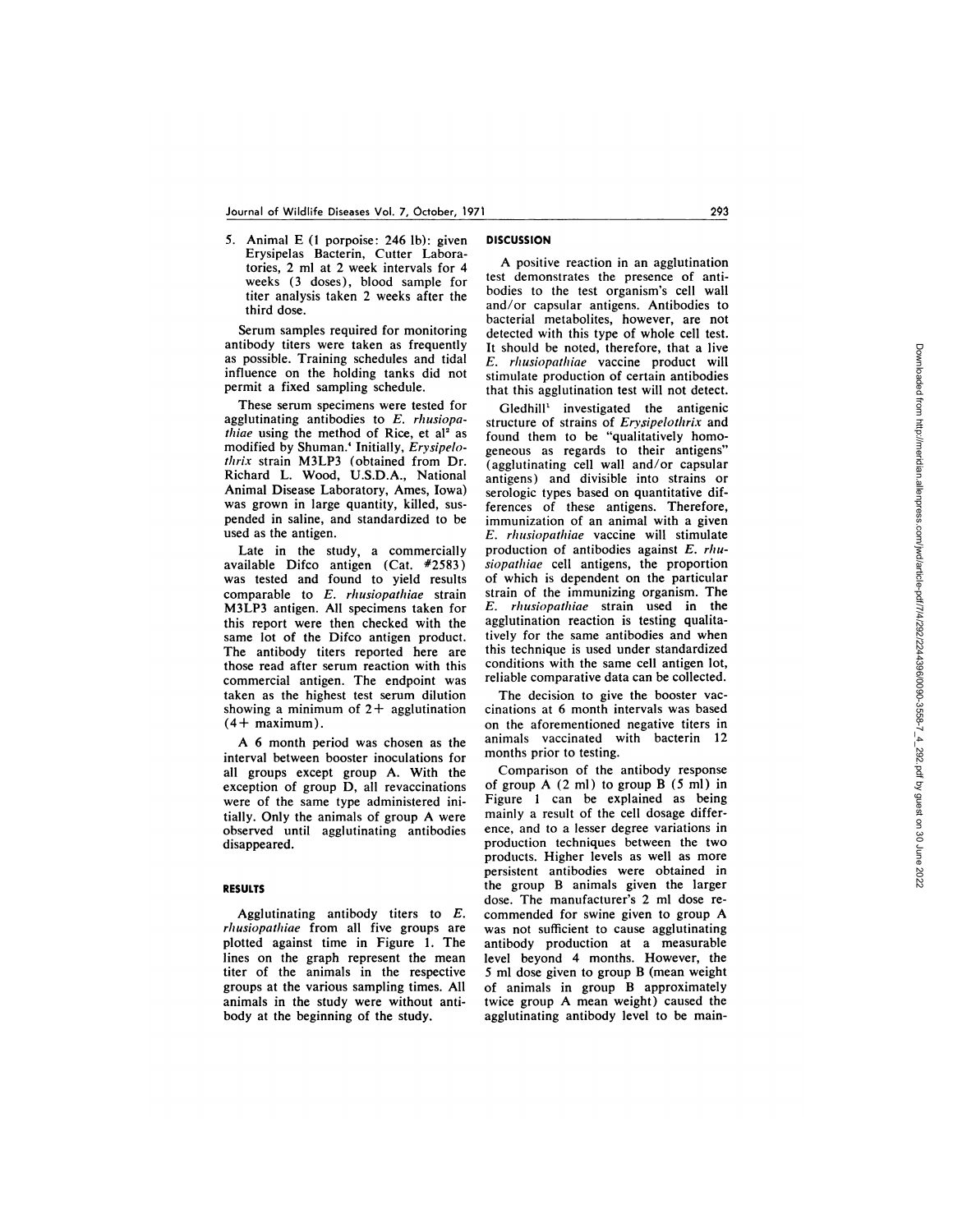5. Animal E (1 porpoise: 246 lb): given Erysipelas Bacterin, Cutter Laboratories, 2 ml at 2 week intervals for 4 weeks (3 doses), blood sample for titer analysis taken 2 weeks after the third dose.

Serum samples required for monitoring antibody titers were taken as frequently as possible. Training schedules and tidal influence on the holding tanks did not permit a fixed sampling schedule.

These serum specimens were tested for agglutinating antibodies to *E. rhusiopathiae* using the method of Rice, et al[2] as modified by Shuman.[4] Initially, *Erysipelothrix* strain M3LP3 (obtained from Dr. Richard L. Wood, U.S.D.A., National Animal Disease Laboratory, Ames, Iowa) was grown in large quantity, killed, suspended in saline, and standardized to be used as the antigen.

Late in the study, a commercially available Difco antigen (Cat. #2583) was tested and found to yield results comparable to *E. rhusiopathiae* strain M3LP3 antigen. All specimens taken for this report were then checked with the same lot of the Difco antigen product. The antibody titers reported here are those read after serum reaction with this commercial antigen. The endpoint was taken as the highest test serum dilution showing a minimum of 2+ agglutination (4+ maximum).

A 6 month period was chosen as the interval between booster inoculations for all groups except group A. With the exception of group D, all revaccinations were of the same type administered initially. Only the animals of group A were observed until agglutinating antibodies disappeared.

## RESULTS

Agglutinating antibody titers to *E. rhusiopathiae* from all five groups are plotted against time in Figure 1. The lines on the graph represent the mean titer of the animals in the respective groups at the various sampling times. All animals in the study were without antibody at the beginning of the study.

## DISCUSSION

A positive reaction in an agglutination test demonstrates the presence of antibodies to the test organism's cell wall and/or capsular antigens. Antibodies to bacterial metabolites, however, are not detected with this type of whole cell test. It should be noted, therefore, that a live *E. rhusiopathiae* vaccine product will stimulate production of certain antibodies that this agglutination test will not detect.

Gledhill[1] investigated the antigenic structure of strains of *Erysipelothrix* and found them to be "qualitatively homogeneous as regards to their antigens" (agglutinating cell wall and/or capsular antigens) and divisible into strains or serologic types based on quantitative differences of these antigens. Therefore, immunization of an animal with a given *E. rhusiopathiae* vaccine will stimulate production of antibodies against *E. rhusiopathiae* cell antigens, the proportion of which is dependent on the particular strain of the immunizing organism. The *E. rhusiopathiae* strain used in the agglutination reaction is testing qualitatively for the same antibodies and when this technique is used under standardized conditions with the same cell antigen lot, reliable comparative data can be collected.

The decision to give the booster vaccinations at 6 month intervals was based on the aforementioned negative titers in animals vaccinated with bacterin 12 months prior to testing.

Comparison of the antibody response of group A (2 ml) to group B (5 ml) in Figure 1 can be explained as being mainly a result of the cell dosage difference, and to a lesser degree variations in production techniques between the two products. Higher levels as well as more persistent antibodies were obtained in the group B animals given the larger dose. The manufacturer's 2 ml dose recommended for swine given to group A was not sufficient to cause agglutinating antibody production at a measurable level beyond 4 months. However, the 5 ml dose given to group B (mean weight of animals in group B approximately twice group A mean weight) caused the agglutinating antibody level to be main-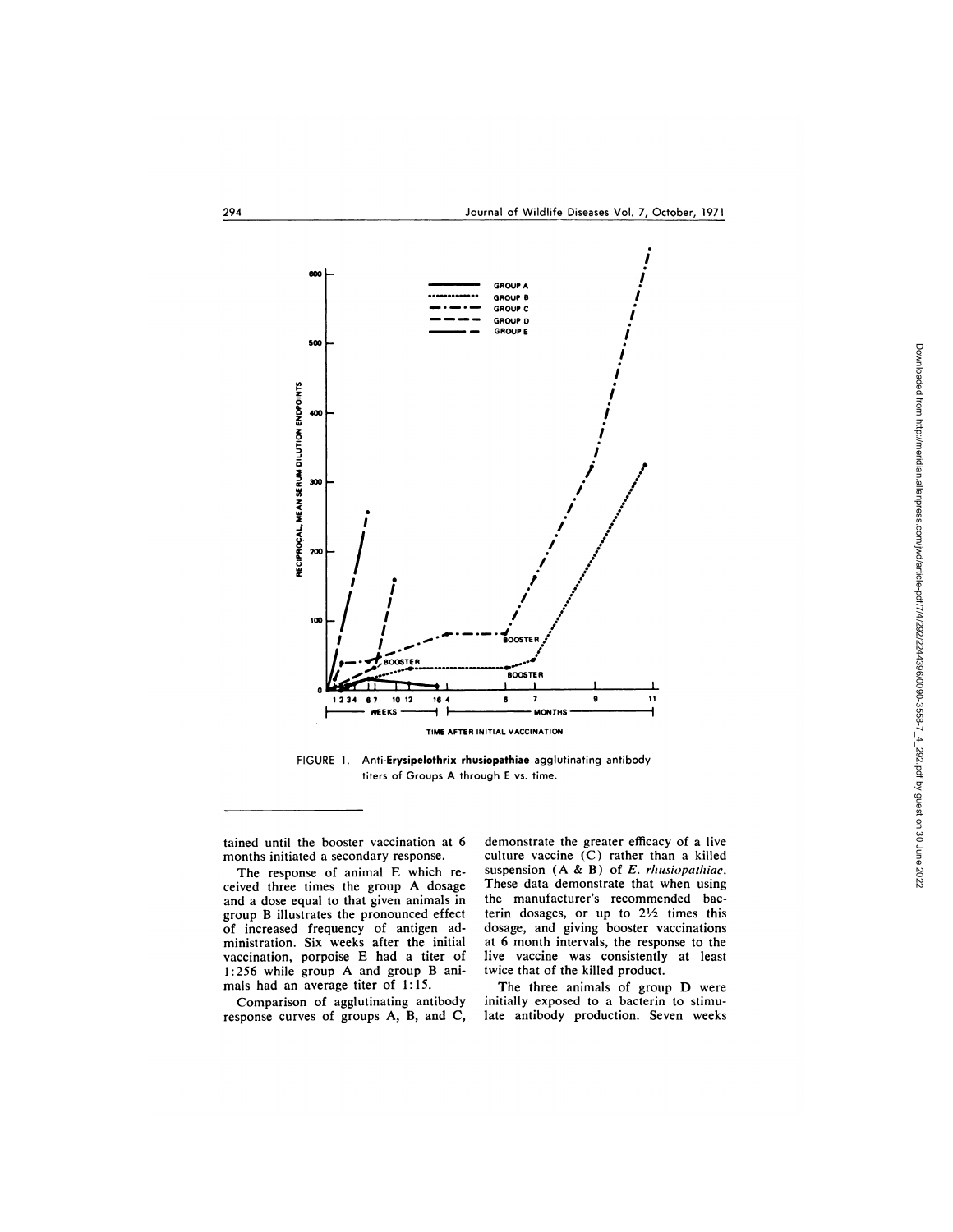FIGURE 1. Anti-**Erysipelothrix rhusiopathiae** agglutinating antibody titers of Groups A through E vs. time.

tained until the booster vaccination at 6 months initiated a secondary response.

The response of animal E which received three times the group A dosage and a dose equal to that given animals in group B illustrates the pronounced effect of increased frequency of antigen administration. Six weeks after the initial vaccination, porpoise E had a titer of 1:256 while group A and group B animals had an average titer of 1:15.

Comparison of agglutinating antibody response curves of groups A, B, and C, demonstrate the greater efficacy of a live culture vaccine (C) rather than a killed suspension (A & B) of *E. rhusiopathiae*. These data demonstrate that when using the manufacturer's recommended bacterin dosages, or up to 2½ times this dosage, and giving booster vaccinations at 6 month intervals, the response to the live vaccine was consistently at least twice that of the killed product.

The three animals of group D were initially exposed to a bacterin to stimulate antibody production. Seven weeks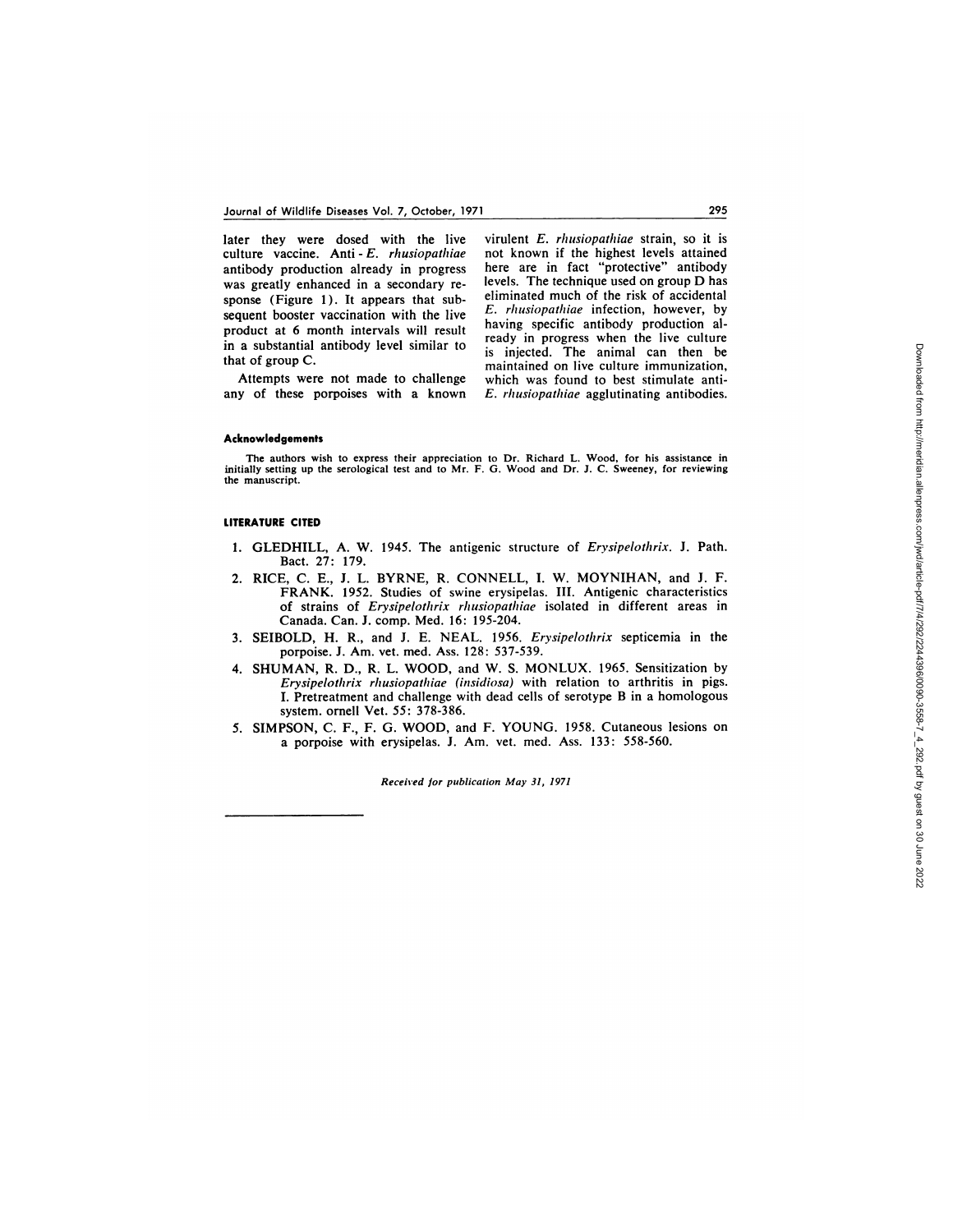later they were dosed with the live culture vaccine. Anti-*E. rhusiopathiae* antibody production already in progress was greatly enhanced in a secondary response (Figure 1). It appears that subsequent booster vaccination with the live product at 6 month intervals will result in a substantial antibody level similar to that of group C.

Attempts were not made to challenge any of these porpoises with a known virulent *E. rhusiopathiae* strain, so it is not known if the highest levels attained here are in fact "protective" antibody levels. The technique used on group D has eliminated much of the risk of accidental *E. rhusiopathiae* infection, however, by having specific antibody production already in progress when the live culture is injected. The animal can then be maintained on live culture immunization, which was found to best stimulate anti-*E. rhusiopathiae* agglutinating antibodies.

#### Acknowledgements

The authors wish to express their appreciation to Dr. Richard L. Wood, for his assistance in initially setting up the serological test and to Mr. F. G. Wood and Dr. J. C. Sweeney, for reviewing the manuscript.

#### LITERATURE CITED

1. GLEDHILL, A. W. 1945. The antigenic structure of *Erysipelothrix*. J. Path. Bact. 27: 179.
2. RICE, C. E., J. L. BYRNE, R. CONNELL, I. W. MOYNIHAN, and J. F. FRANK. 1952. Studies of swine erysipelas. III. Antigenic characteristics of strains of *Erysipelothrix rhusiopathiae* isolated in different areas in Canada. Can. J. comp. Med. 16: 195-204.
3. SEIBOLD, H. R., and J. E. NEAL. 1956. *Erysipelothrix* septicemia in the porpoise. J. Am. vet. med. Ass. 128: 537-539.
4. SHUMAN, R. D., R. L. WOOD, and W. S. MONLUX. 1965. Sensitization by *Erysipelothrix rhusiopathiae (insidiosa)* with relation to arthritis in pigs. I. Pretreatment and challenge with dead cells of serotype B in a homologous system. ornell Vet. 55: 378-386.
5. SIMPSON, C. F., F. G. WOOD, and F. YOUNG. 1958. Cutaneous lesions on a porpoise with erysipelas. J. Am. vet. med. Ass. 133: 558-560.

*Received for publication May 31, 1971*